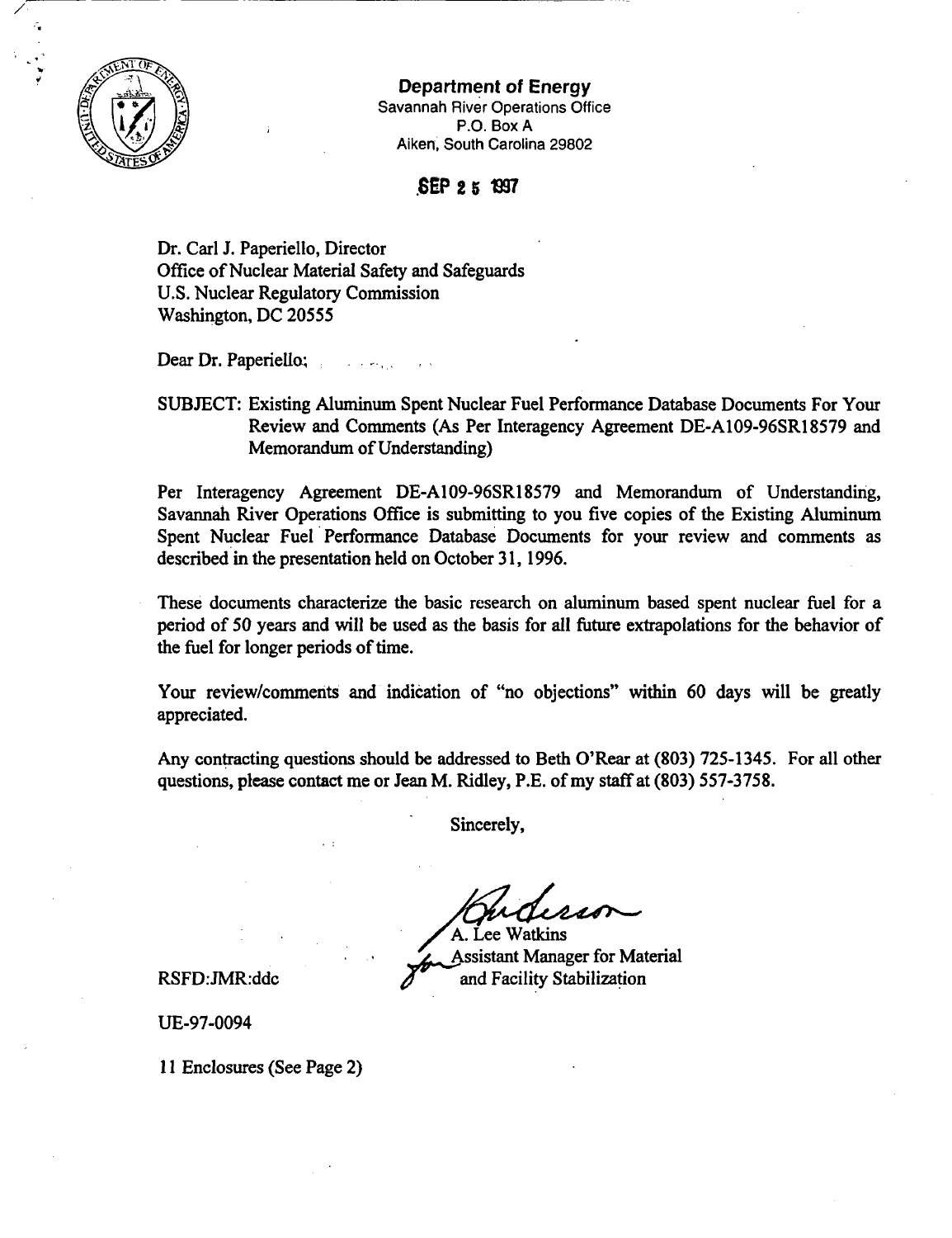**Department of Energy**
Savannah River Operations Office
P.O. Box A
Aiken, South Carolina 29802

SEP 25 1997

Dr. Carl J. Paperiello, Director
Office of Nuclear Material Safety and Safeguards
U.S. Nuclear Regulatory Commission
Washington, DC 20555

Dear Dr. Paperiello;

SUBJECT: Existing Aluminum Spent Nuclear Fuel Performance Database Documents For Your Review and Comments (As Per Interagency Agreement DE-A109-96SR18579 and Memorandum of Understanding)

Per Interagency Agreement DE-A109-96SR18579 and Memorandum of Understanding, Savannah River Operations Office is submitting to you five copies of the Existing Aluminum Spent Nuclear Fuel Performance Database Documents for your review and comments as described in the presentation held on October 31, 1996.

These documents characterize the basic research on aluminum based spent nuclear fuel for a period of 50 years and will be used as the basis for all future extrapolations for the behavior of the fuel for longer periods of time.

Your review/comments and indication of "no objections" within 60 days will be greatly appreciated.

Any contracting questions should be addressed to Beth O'Rear at (803) 725-1345. For all other questions, please contact me or Jean M. Ridley, P.E. of my staff at (803) 557-3758.

Sincerely,

A. Lee Watkins
Assistant Manager for Material and Facility Stabilization

RSFD:JMR:ddc

UE-97-0094

11 Enclosures (See Page 2)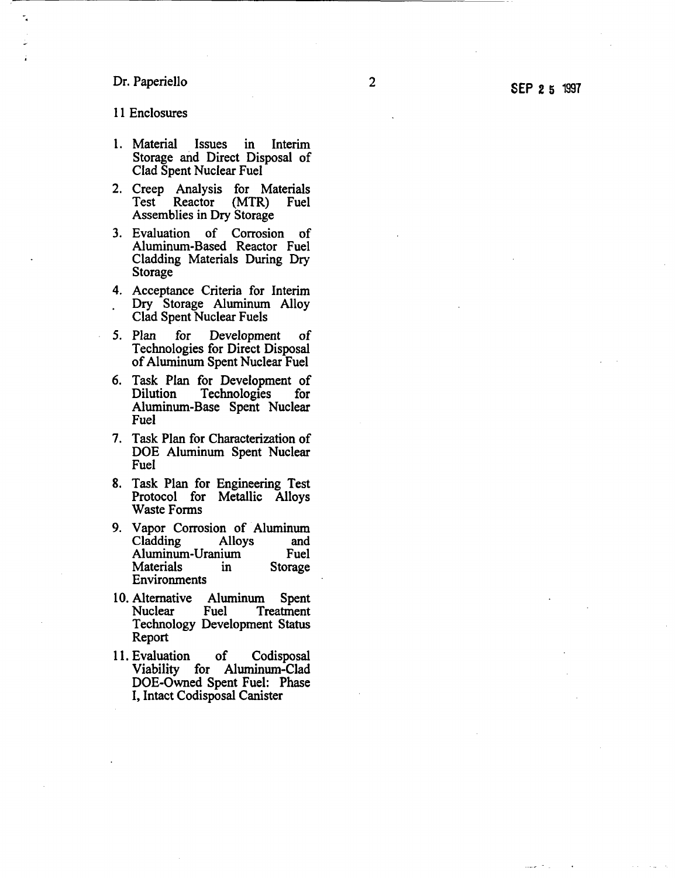11 Enclosures

1. Material Issues in Interim Storage and Direct Disposal of Clad Spent Nuclear Fuel
2. Creep Analysis for Materials Test Reactor (MTR) Fuel Assemblies in Dry Storage
3. Evaluation of Corrosion of Aluminum-Based Reactor Fuel Cladding Materials During Dry Storage
4. Acceptance Criteria for Interim Dry Storage Aluminum Alloy Clad Spent Nuclear Fuels
5. Plan for Development of Technologies for Direct Disposal of Aluminum Spent Nuclear Fuel
6. Task Plan for Development of Dilution Technologies for Aluminum-Base Spent Nuclear Fuel
7. Task Plan for Characterization of DOE Aluminum Spent Nuclear Fuel
8. Task Plan for Engineering Test Protocol for Metallic Alloys Waste Forms
9. Vapor Corrosion of Aluminum Cladding Alloys and Aluminum-Uranium Fuel Materials in Storage Environments
10. Alternative Aluminum Spent Nuclear Fuel Treatment Technology Development Status Report
11. Evaluation of Codisposal Viability for Aluminum-Clad DOE-Owned Spent Fuel: Phase I, Intact Codisposal Canister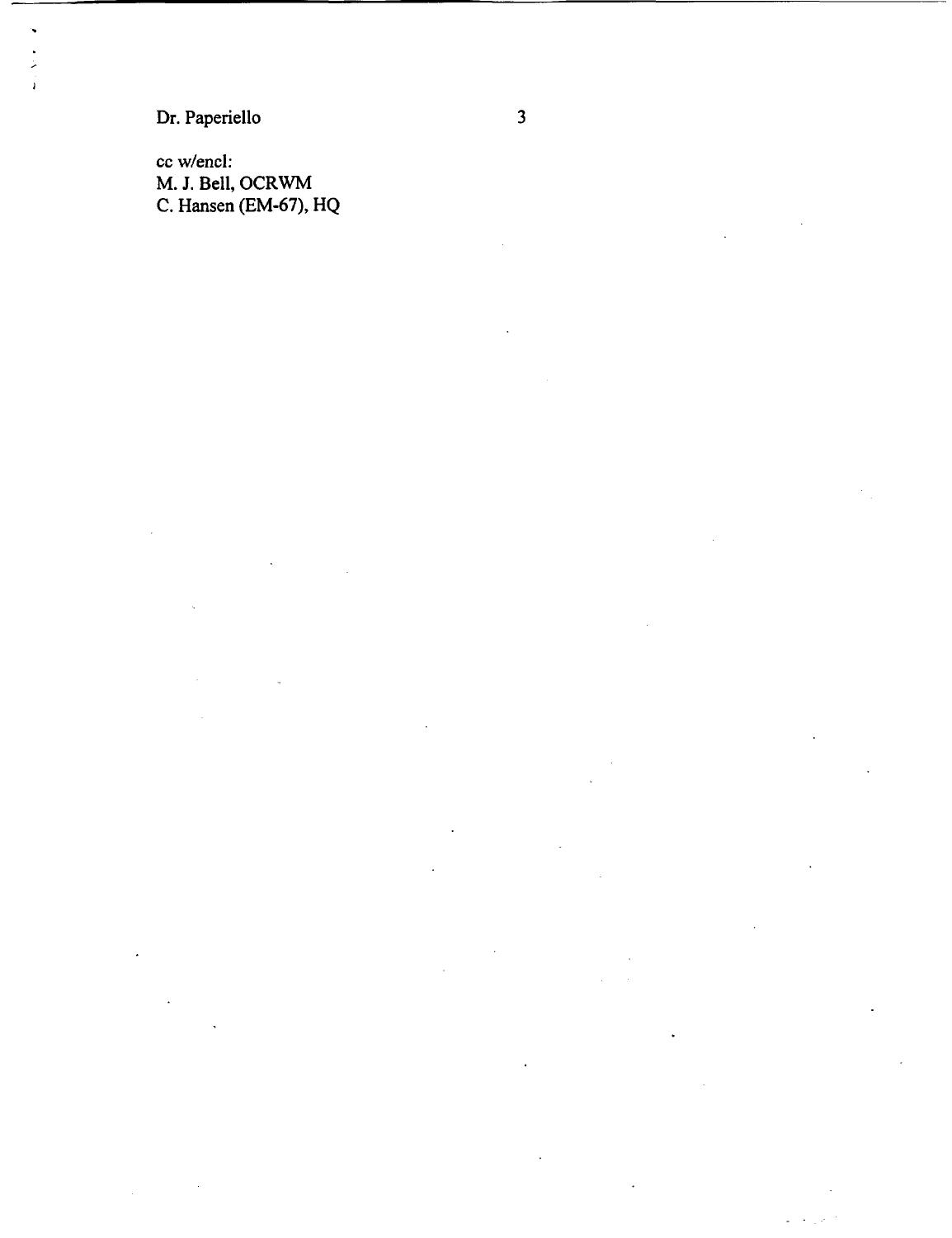cc w/encl:
M. J. Bell, OCRWM
C. Hansen (EM-67), HQ